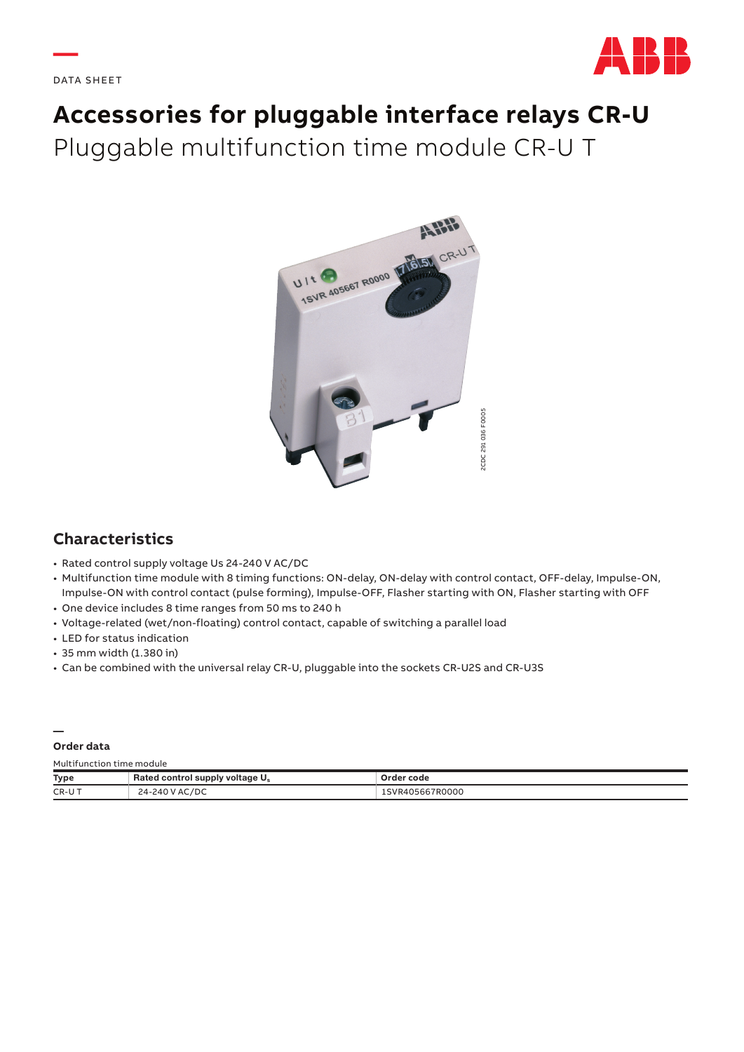DATA SHEET

# Accessories for pluggable interface relays CR-U

## Pluggable multifunction time module CR-U T

## Characteristics

- Rated control supply voltage Us 24-240 V AC/DC
- Multifunction time module with 8 timing functions: ON-delay, ON-delay with control contact, OFF-delay, Impulse-ON, Impulse-ON with control contact (pulse forming), Impulse-OFF, Flasher starting with ON, Flasher starting with OFF
- One device includes 8 time ranges from 50 ms to 240 h
- Voltage-related (wet/non-floating) control contact, capable of switching a parallel load
- LED for status indication
- 35 mm width (1.380 in)
- Can be combined with the universal relay CR-U, pluggable into the sockets CR-U2S and CR-U3S

### Order data

Multifunction time module

| Type | Rated control supply voltage $U_s$ | Order code |
| --- | --- | --- |
| CR-U T | 24-240 V AC/DC | 1SVR405667R0000 |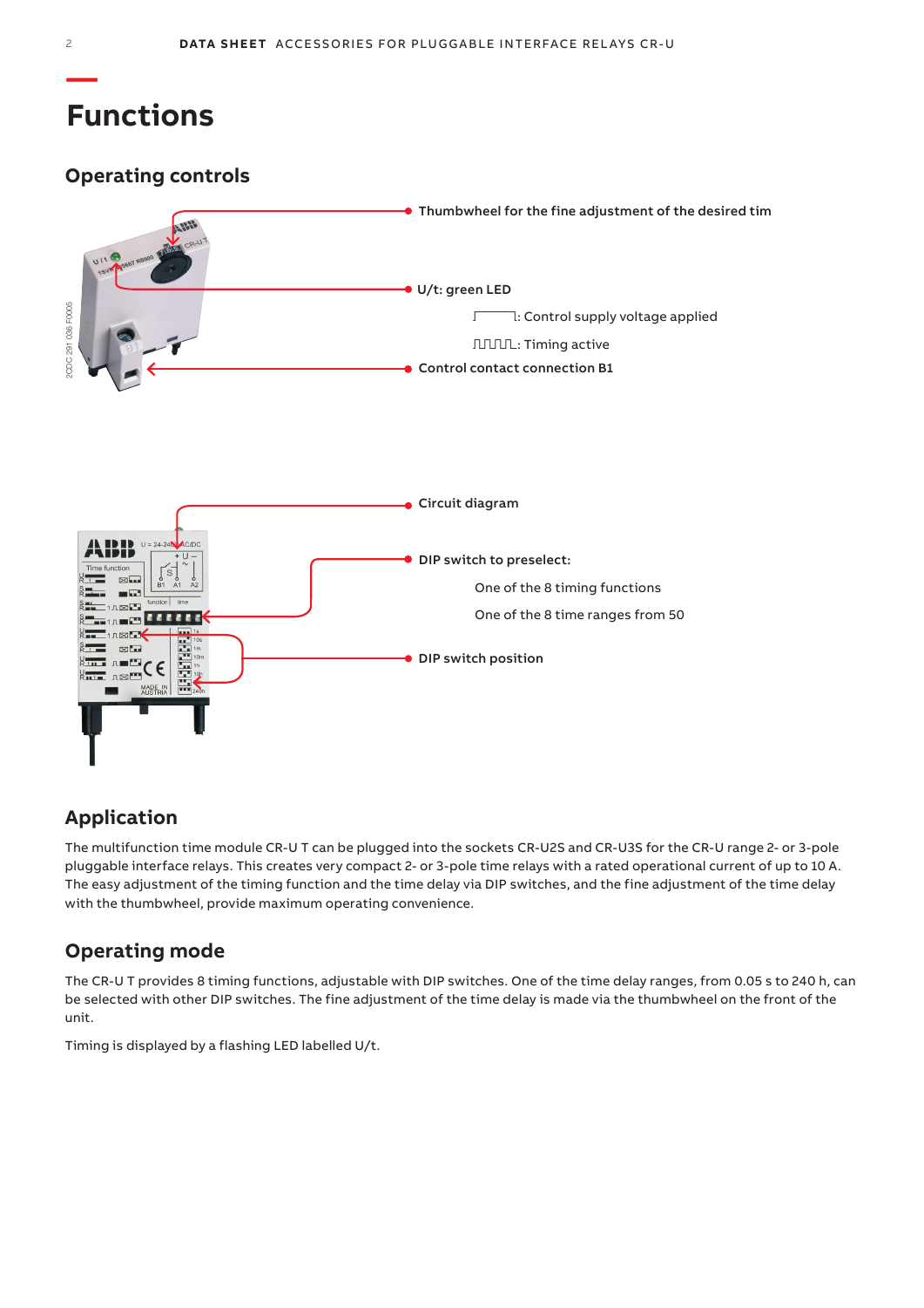# Functions

## Operating controls

Thumbwheel for the fine adjustment of the desired tim

U/t: green LED

: Control supply voltage applied

: Timing active

Control contact connection B1

Circuit diagram

DIP switch to preselect:

One of the 8 timing functions

One of the 8 time ranges from 50

DIP switch position

## Application

The multifunction time module CR-U T can be plugged into the sockets CR-U2S and CR-U3S for the CR-U range 2- or 3-pole pluggable interface relays. This creates very compact 2- or 3-pole time relays with a rated operational current of up to 10 A. The easy adjustment of the timing function and the time delay via DIP switches, and the fine adjustment of the time delay with the thumbwheel, provide maximum operating convenience.

## Operating mode

The CR-U T provides 8 timing functions, adjustable with DIP switches. One of the time delay ranges, from 0.05 s to 240 h, can be selected with other DIP switches. The fine adjustment of the time delay is made via the thumbwheel on the front of the unit.

Timing is displayed by a flashing LED labelled U/t.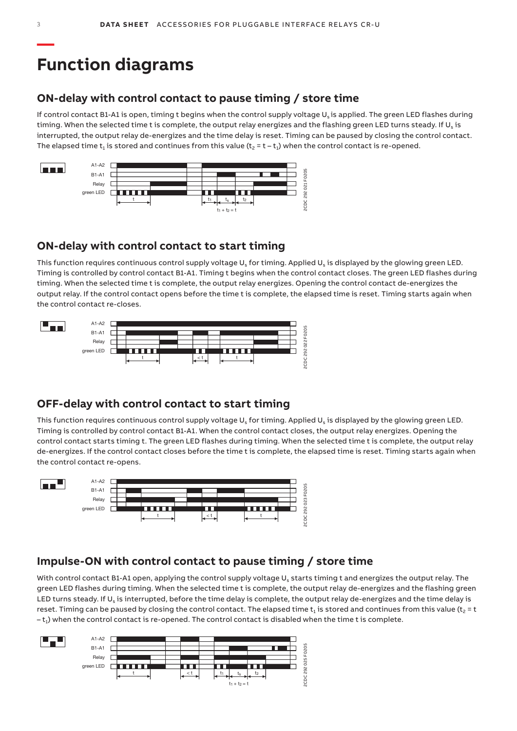# Function diagrams

## ON-delay with control contact to pause timing / store time

If control contact B1-A1 is open, timing t begins when the control supply voltage $U_s$ is applied. The green LED flashes during timing. When the selected time t is complete, the output relay energizes and the flashing green LED turns steady. If $U_s$ is interrupted, the output relay de-energizes and the time delay is reset. Timing can be paused by closing the control contact. The elapsed time $t_1$ is stored and continues from this value ($t_2 = t - t_1$) when the control contact is re-opened.

## ON-delay with control contact to start timing

This function requires continuous control supply voltage $U_s$ for timing. Applied $U_s$ is displayed by the glowing green LED. Timing is controlled by control contact B1-A1. Timing t begins when the control contact closes. The green LED flashes during timing. When the selected time t is complete, the output relay energizes. Opening the control contact de-energizes the output relay. If the control contact opens before the time t is complete, the elapsed time is reset. Timing starts again when the control contact re-closes.

## OFF-delay with control contact to start timing

This function requires continuous control supply voltage $U_s$ for timing. Applied $U_s$ is displayed by the glowing green LED. Timing is controlled by control contact B1-A1. When the control contact closes, the output relay energizes. Opening the control contact starts timing t. The green LED flashes during timing. When the selected time t is complete, the output relay de-energizes. If the control contact closes before the time t is complete, the elapsed time is reset. Timing starts again when the control contact re-opens.

## Impulse-ON with control contact to pause timing / store time

With control contact B1-A1 open, applying the control supply voltage $U_s$ starts timing t and energizes the output relay. The green LED flashes during timing. When the selected time t is complete, the output relay de-energizes and the flashing green LED turns steady. If $U_s$ is interrupted, before the time delay is complete, the output relay de-energizes and the time delay is reset. Timing can be paused by closing the control contact. The elapsed time $t_1$ is stored and continues from this value ($t_2 = t - t_1$) when the control contact is re-opened. The control contact is disabled when the time t is complete.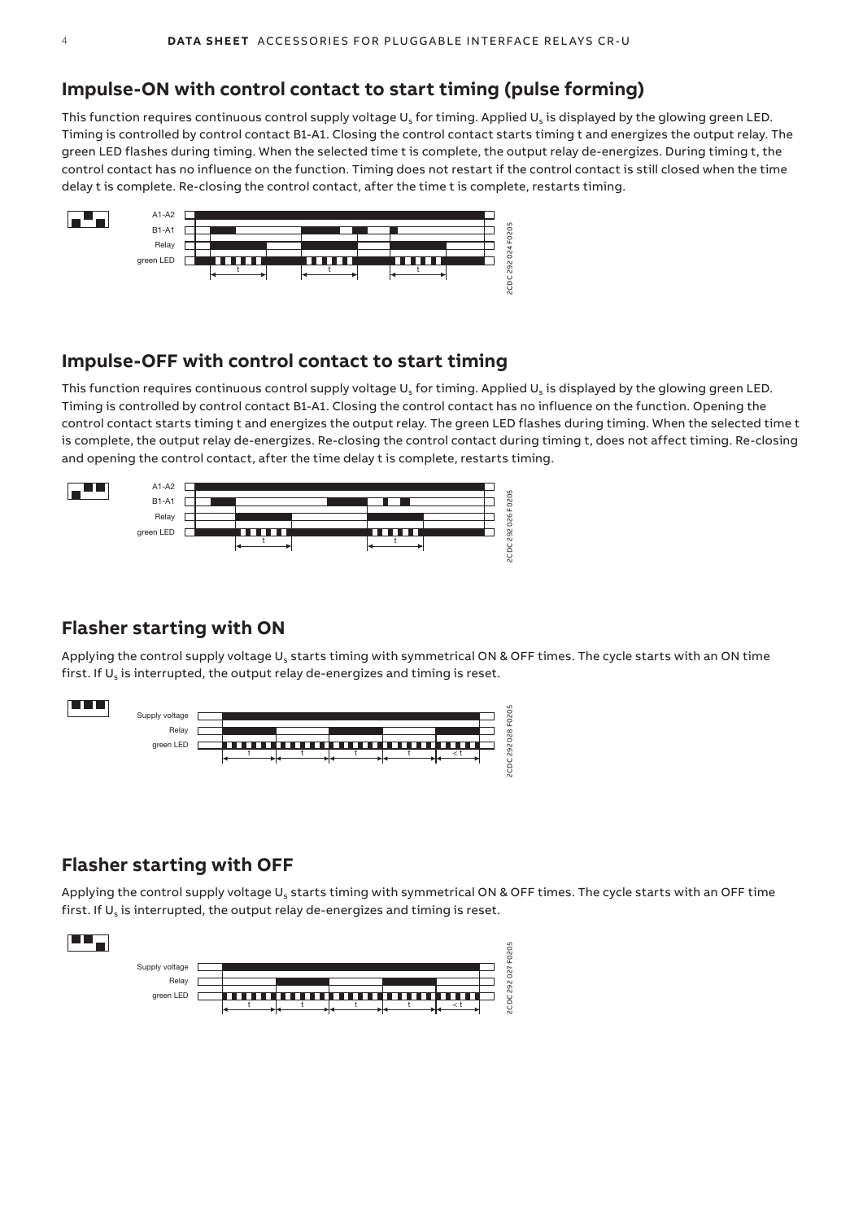## Impulse-ON with control contact to start timing (pulse forming)

This function requires continuous control supply voltage $U_s$ for timing. Applied $U_s$ is displayed by the glowing green LED. Timing is controlled by control contact B1-A1. Closing the control contact starts timing t and energizes the output relay. The green LED flashes during timing. When the selected time t is complete, the output relay de-energizes. During timing t, the control contact has no influence on the function. Timing does not restart if the control contact is still closed when the time delay t is complete. Re-closing the control contact, after the time t is complete, restarts timing.

A1-A2
B1-A1
Relay
green LED

2CDC 292 024 F0205

## Impulse-OFF with control contact to start timing

This function requires continuous control supply voltage $U_s$ for timing. Applied $U_s$ is displayed by the glowing green LED. Timing is controlled by control contact B1-A1. Closing the control contact has no influence on the function. Opening the control contact starts timing t and energizes the output relay. The green LED flashes during timing. When the selected time t is complete, the output relay de-energizes. Re-closing the control contact during timing t, does not affect timing. Re-closing and opening the control contact, after the time delay t is complete, restarts timing.

A1-A2
B1-A1
Relay
green LED

2CDC 292 026 F0205

## Flasher starting with ON

Applying the control supply voltage $U_s$ starts timing with symmetrical ON & OFF times. The cycle starts with an ON time first. If $U_s$ is interrupted, the output relay de-energizes and timing is reset.

Supply voltage
Relay
green LED

2CDC 292 028 F0205

## Flasher starting with OFF

Applying the control supply voltage $U_s$ starts timing with symmetrical ON & OFF times. The cycle starts with an OFF time first. If $U_s$ is interrupted, the output relay de-energizes and timing is reset.

Supply voltage
Relay
green LED

2CDC 292 027 F0205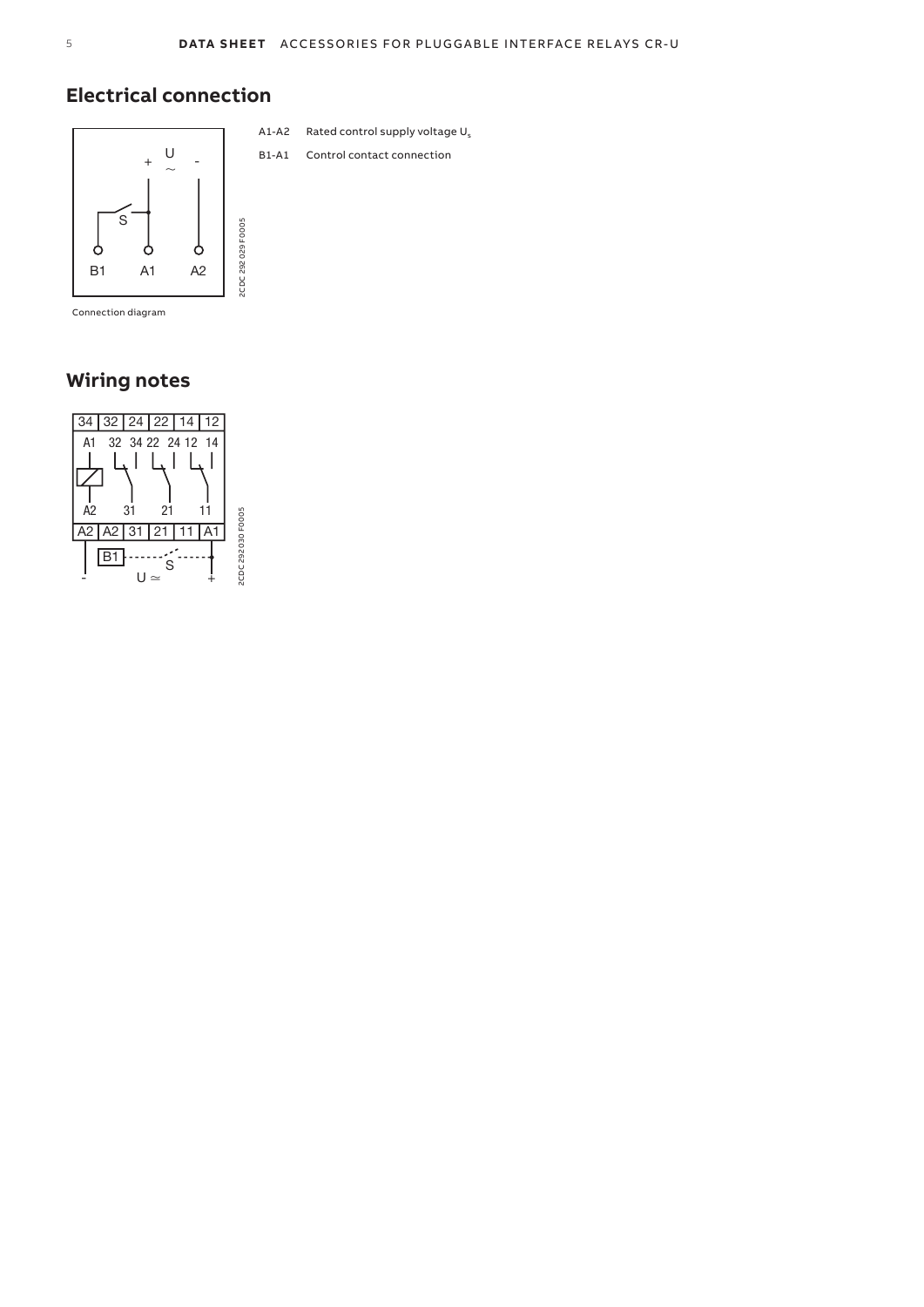## Electrical connection

A1-A2 Rated control supply voltage $U_s$

B1-A1 Control contact connection

Connection diagram

## Wiring notes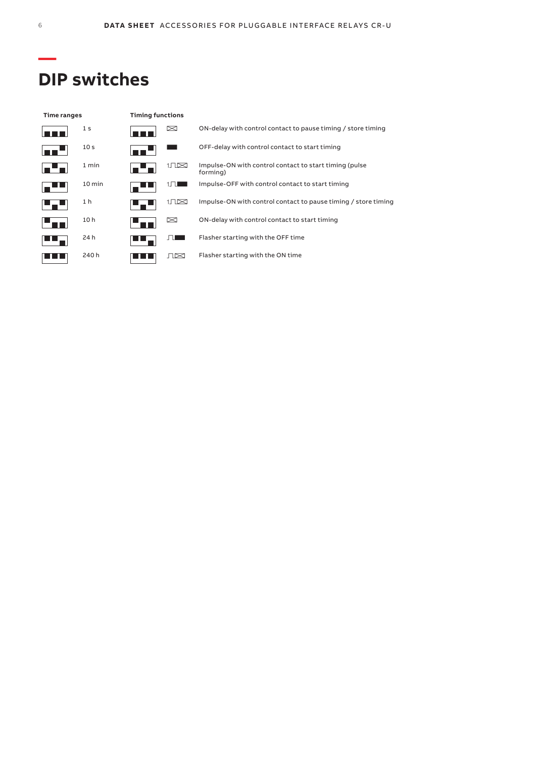# DIP switches

| Time ranges | | Timing functions | | |
|---|---|---|---|---|
| | 1 s | | | ON-delay with control contact to pause timing / store timing |
| | 10 s | | | OFF-delay with control contact to start timing |
| | 1 min | | | Impulse-ON with control contact to start timing (pulse forming) |
| | 10 min | | | Impulse-OFF with control contact to start timing |
| | 1 h | | | Impulse-ON with control contact to pause timing / store timing |
| | 10 h | | | ON-delay with control contact to start timing |
| | 24 h | | | Flasher starting with the OFF time |
| | 240 h | | | Flasher starting with the ON time |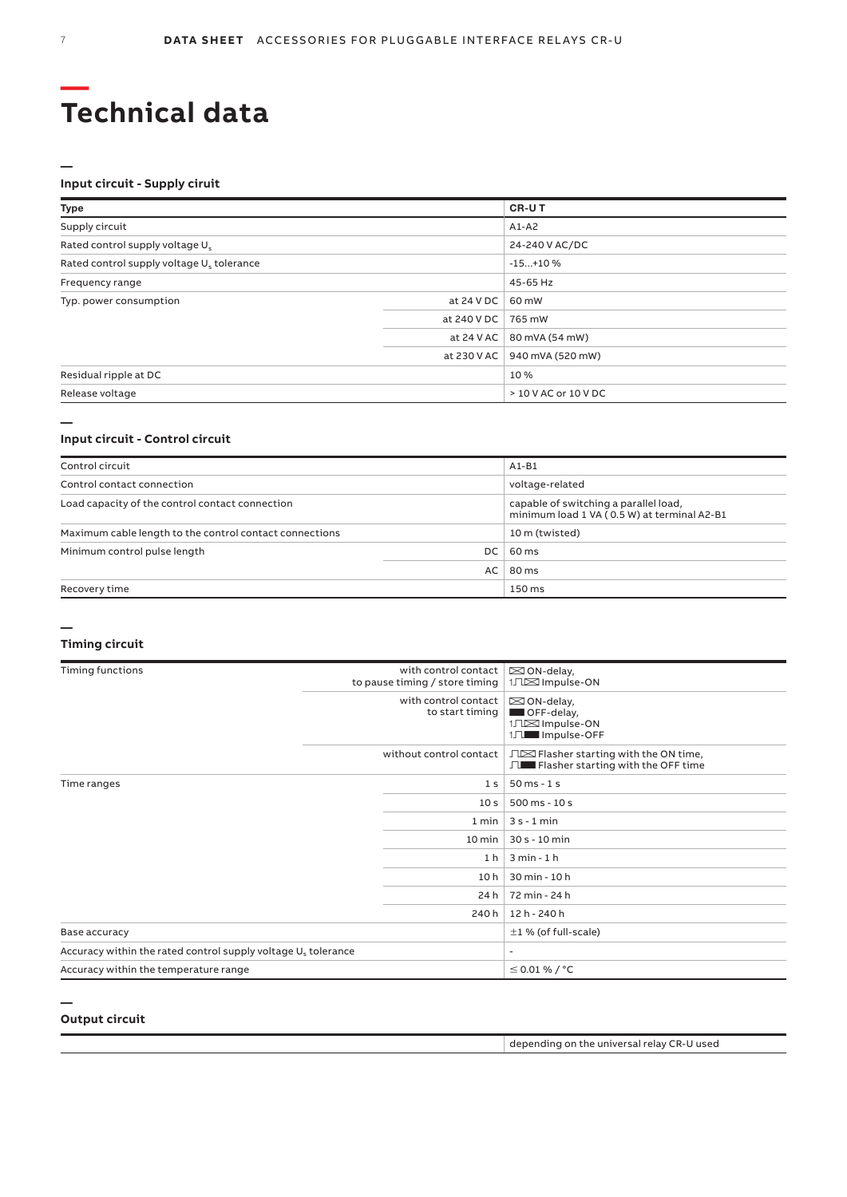# Technical data

### Input circuit - Supply ciruit

| Type | | CR-U T |
|---|---|---|
| Supply circuit | | A1-A2 |
| Rated control supply voltage $U_s$ | | 24-240 V AC/DC |
| Rated control supply voltage $U_s$ tolerance | | -15...+10 % |
| Frequency range | | 45-65 Hz |
| Typ. power consumption | at 24 V DC | 60 mW |
| | at 240 V DC | 765 mW |
| | at 24 V AC | 80 mVA (54 mW) |
| | at 230 V AC | 940 mVA (520 mW) |
| Residual ripple at DC | | 10 % |
| Release voltage | | > 10 V AC or 10 V DC |

### Input circuit - Control circuit

| Control circuit | | A1-B1 |
|---|---|---|
| Control contact connection | | voltage-related |
| Load capacity of the control contact connection | | capable of switching a parallel load, minimum load 1 VA ( 0.5 W) at terminal A2-B1 |
| Maximum cable length to the control contact connections | | 10 m (twisted) |
| Minimum control pulse length | DC | 60 ms |
| | AC | 80 ms |
| Recovery time | | 150 ms |

### Timing circuit

| Timing functions | with control contact to pause timing / store timing | ON-delay, Impulse-ON |
|---|---|---|
| | with control contact to start timing | ON-delay, OFF-delay, Impulse-ON Impulse-OFF |
| | without control contact | Flasher starting with the ON time, Flasher starting with the OFF time |
| Time ranges | 1 s | 50 ms - 1 s |
| | 10 s | 500 ms - 10 s |
| | 1 min | 3 s - 1 min |
| | 10 min | 30 s - 10 min |
| | 1 h | 3 min - 1 h |
| | 10 h | 30 min - 10 h |
| | 24 h | 72 min - 24 h |
| | 240 h | 12 h - 240 h |
| Base accuracy | | ±1 % (of full-scale) |
| Accuracy within the rated control supply voltage $U_s$ tolerance | | - |
| Accuracy within the temperature range | | ≤ 0.01 % / °C |

### Output circuit

| | depending on the universal relay CR-U used |
|---|---|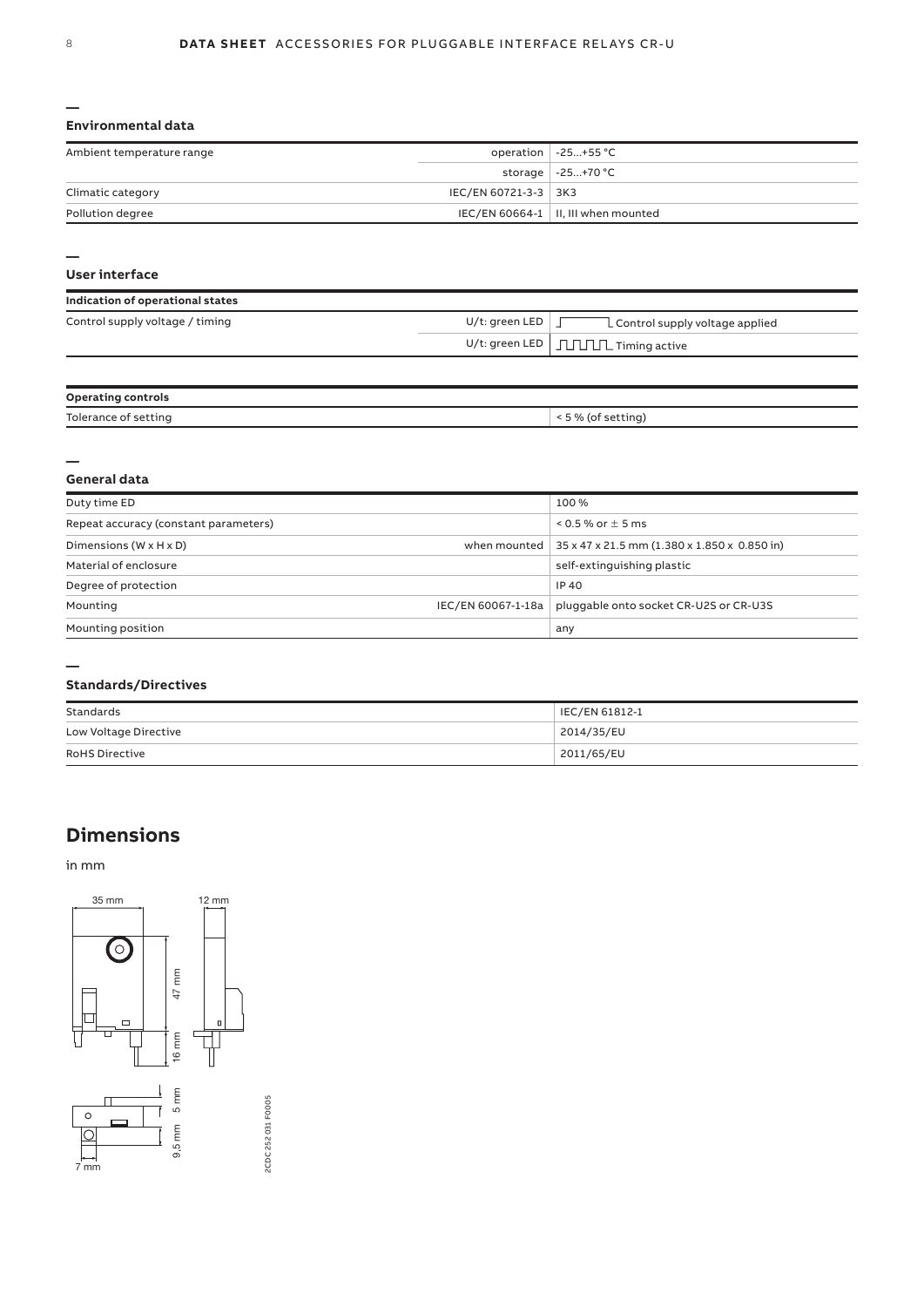## Environmental data

| | | |
|---|---|---|
| Ambient temperature range | operation | -25...+55 °C |
| | storage | -25...+70 °C |
| Climatic category | IEC/EN 60721-3-3 | 3K3 |
| Pollution degree | IEC/EN 60664-1 | II, III when mounted |

## User interface

| Indication of operational states | | |
|---|---|---|
| Control supply voltage / timing | U/t: green LED | Control supply voltage applied |
| | U/t: green LED | Timing active |

| Operating controls | |
|---|---|
| Tolerance of setting | < 5 % (of setting) |

## General data

| | | |
|---|---|---|
| Duty time ED | | 100 % |
| Repeat accuracy (constant parameters) | | < 0.5 % or ± 5 ms |
| Dimensions (W x H x D) | when mounted | 35 x 47 x 21.5 mm (1.380 x 1.850 x 0.850 in) |
| Material of enclosure | | self-extinguishing plastic |
| Degree of protection | | IP 40 |
| Mounting | IEC/EN 60067-1-18a | pluggable onto socket CR-U2S or CR-U3S |
| Mounting position | | any |

## Standards/Directives

| | |
|---|---|
| Standards | IEC/EN 61812-1 |
| Low Voltage Directive | 2014/35/EU |
| RoHS Directive | 2011/65/EU |

# Dimensions

in mm

35 mm 12 mm 47 mm 16 mm 5 mm 9,5 mm 7 mm

2CDC 252 031 F0005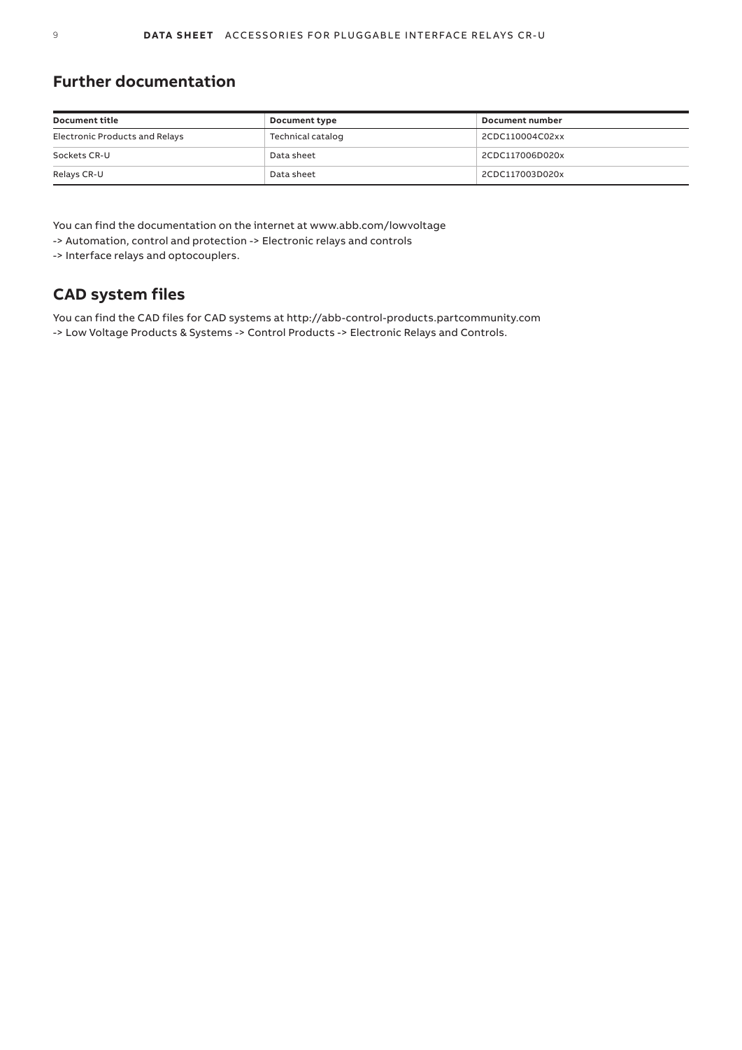## Further documentation

| Document title | Document type | Document number |
| --- | --- | --- |
| Electronic Products and Relays | Technical catalog | 2CDC110004C02xx |
| Sockets CR-U | Data sheet | 2CDC117006D020x |
| Relays CR-U | Data sheet | 2CDC117003D020x |

You can find the documentation on the internet at www.abb.com/lowvoltage
-> Automation, control and protection -> Electronic relays and controls
-> Interface relays and optocouplers.

## CAD system files

You can find the CAD files for CAD systems at http://abb-control-products.partcommunity.com
-> Low Voltage Products & Systems -> Control Products -> Electronic Relays and Controls.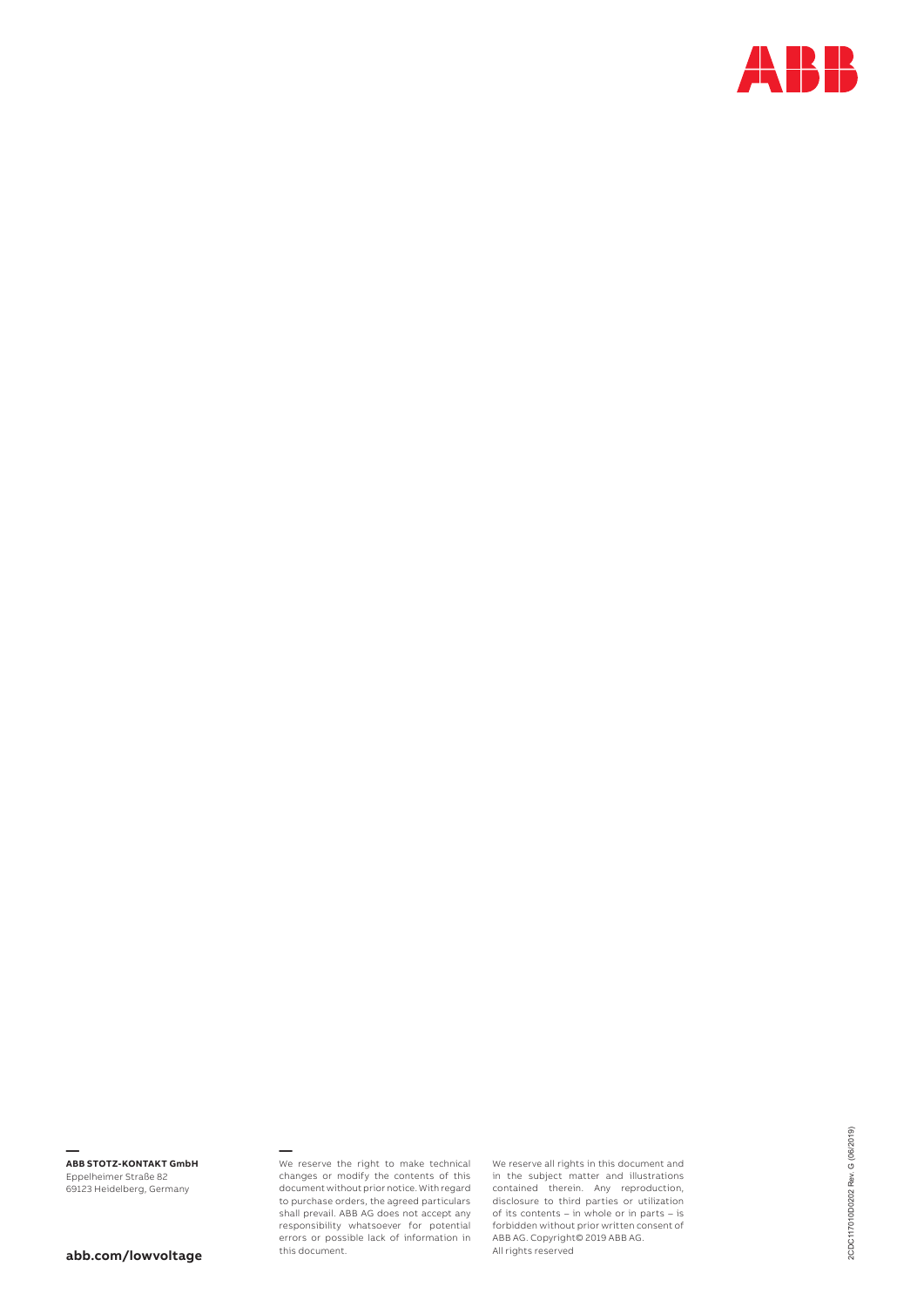—

**ABB STOTZ-KONTAKT GmbH**
Eppelheimer Straße 82
69123 Heidelberg, Germany

**abb.com/lowvoltage**

—

We reserve the right to make technical changes or modify the contents of this document without prior notice. With regard to purchase orders, the agreed particulars shall prevail. ABB AG does not accept any responsibility whatsoever for potential errors or possible lack of information in this document.

We reserve all rights in this document and in the subject matter and illustrations contained therein. Any reproduction, disclosure to third parties or utilization of its contents – in whole or in parts – is forbidden without prior written consent of ABB AG. Copyright© 2019 ABB AG.
All rights reserved

2CDC117010D0202 Rev. G (06/2019)